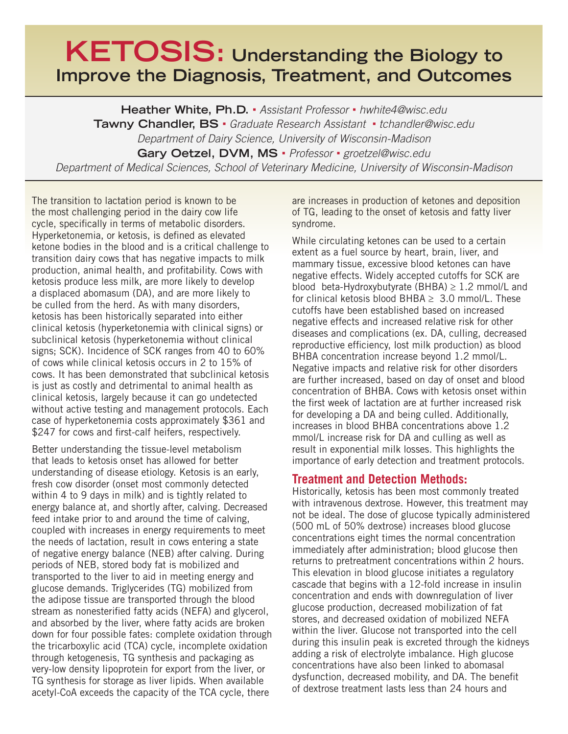# KETOSIS: Understanding the Biology to Improve the Diagnosis, Treatment, and Outcomes

**Heather White, Ph.D.** ▪ *Assistant Professor* ▪ *hwhite4@wisc.edu*
**Tawny Chandler, BS** ▪ *Graduate Research Assistant* ▪ *tchandler@wisc.edu*
*Department of Dairy Science, University of Wisconsin-Madison*
**Gary Oetzel, DVM, MS** ▪ *Professor* ▪ *groetzel@wisc.edu*
*Department of Medical Sciences, School of Veterinary Medicine, University of Wisconsin-Madison*

The transition to lactation period is known to be the most challenging period in the dairy cow life cycle, specifically in terms of metabolic disorders. Hyperketonemia, or ketosis, is defined as elevated ketone bodies in the blood and is a critical challenge to transition dairy cows that has negative impacts to milk production, animal health, and profitability. Cows with ketosis produce less milk, are more likely to develop a displaced abomasum (DA), and are more likely to be culled from the herd. As with many disorders, ketosis has been historically separated into either clinical ketosis (hyperketonemia with clinical signs) or subclinical ketosis (hyperketonemia without clinical signs; SCK). Incidence of SCK ranges from 40 to 60% of cows while clinical ketosis occurs in 2 to 15% of cows. It has been demonstrated that subclinical ketosis is just as costly and detrimental to animal health as clinical ketosis, largely because it can go undetected without active testing and management protocols. Each case of hyperketonemia costs approximately $361 and $247 for cows and first-calf heifers, respectively.

Better understanding the tissue-level metabolism that leads to ketosis onset has allowed for better understanding of disease etiology. Ketosis is an early, fresh cow disorder (onset most commonly detected within 4 to 9 days in milk) and is tightly related to energy balance at, and shortly after, calving. Decreased feed intake prior to and around the time of calving, coupled with increases in energy requirements to meet the needs of lactation, result in cows entering a state of negative energy balance (NEB) after calving. During periods of NEB, stored body fat is mobilized and transported to the liver to aid in meeting energy and glucose demands. Triglycerides (TG) mobilized from the adipose tissue are transported through the blood stream as nonesterified fatty acids (NEFA) and glycerol, and absorbed by the liver, where fatty acids are broken down for four possible fates: complete oxidation through the tricarboxylic acid (TCA) cycle, incomplete oxidation through ketogenesis, TG synthesis and packaging as very-low density lipoprotein for export from the liver, or TG synthesis for storage as liver lipids. When available acetyl-CoA exceeds the capacity of the TCA cycle, there are increases in production of ketones and deposition of TG, leading to the onset of ketosis and fatty liver syndrome.

While circulating ketones can be used to a certain extent as a fuel source by heart, brain, liver, and mammary tissue, excessive blood ketones can have negative effects. Widely accepted cutoffs for SCK are blood beta-Hydroxybutyrate (BHBA) $\geq$ 1.2 mmol/L and for clinical ketosis blood BHBA $\geq$ 3.0 mmol/L. These cutoffs have been established based on increased negative effects and increased relative risk for other diseases and complications (ex. DA, culling, decreased reproductive efficiency, lost milk production) as blood BHBA concentration increase beyond 1.2 mmol/L. Negative impacts and relative risk for other disorders are further increased, based on day of onset and blood concentration of BHBA. Cows with ketosis onset within the first week of lactation are at further increased risk for developing a DA and being culled. Additionally, increases in blood BHBA concentrations above 1.2 mmol/L increase risk for DA and culling as well as result in exponential milk losses. This highlights the importance of early detection and treatment protocols.

## Treatment and Detection Methods:

Historically, ketosis has been most commonly treated with intravenous dextrose. However, this treatment may not be ideal. The dose of glucose typically administered (500 mL of 50% dextrose) increases blood glucose concentrations eight times the normal concentration immediately after administration; blood glucose then returns to pretreatment concentrations within 2 hours. This elevation in blood glucose initiates a regulatory cascade that begins with a 12-fold increase in insulin concentration and ends with downregulation of liver glucose production, decreased mobilization of fat stores, and decreased oxidation of mobilized NEFA within the liver. Glucose not transported into the cell during this insulin peak is excreted through the kidneys adding a risk of electrolyte imbalance. High glucose concentrations have also been linked to abomasal dysfunction, decreased mobility, and DA. The benefit of dextrose treatment lasts less than 24 hours and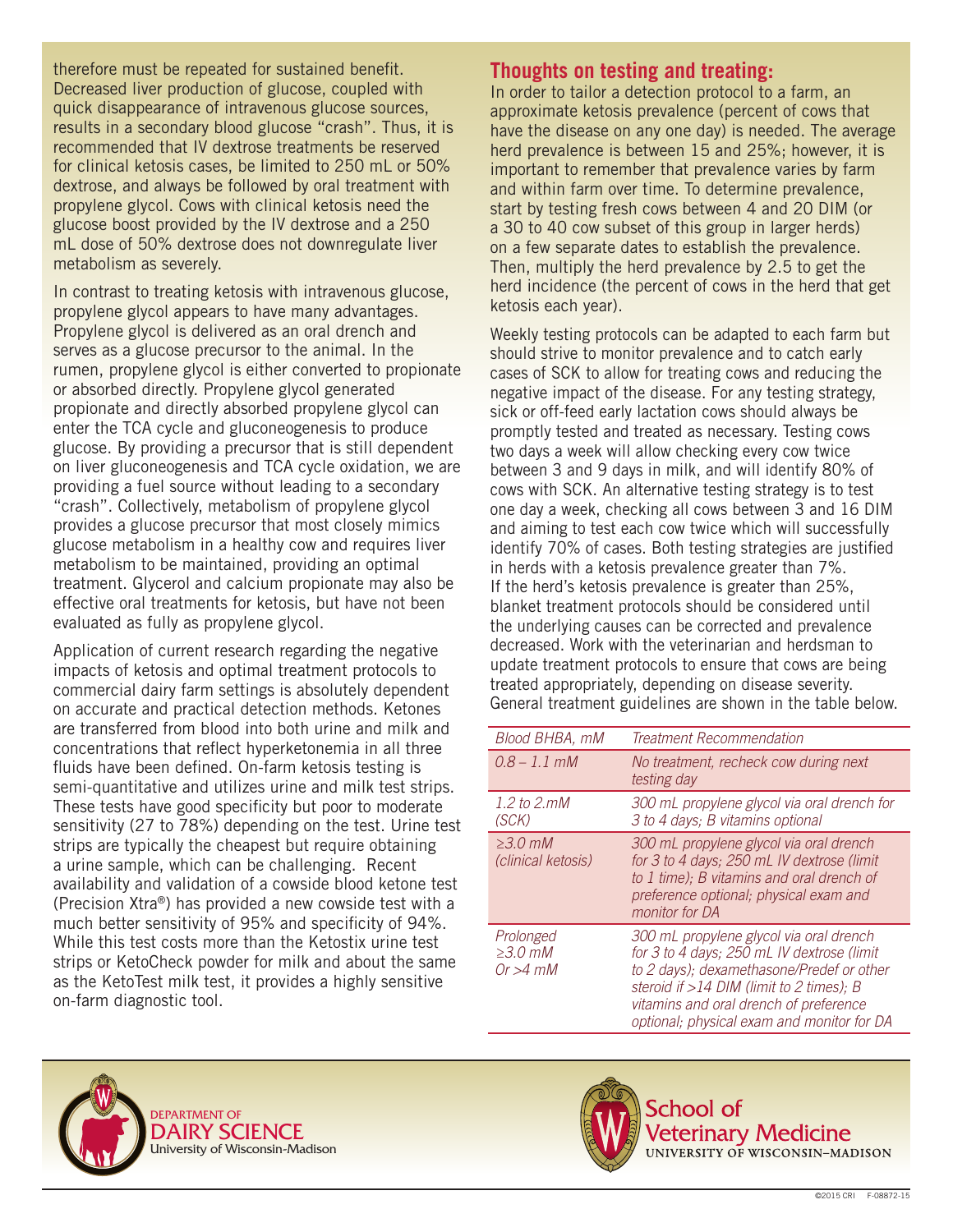therefore must be repeated for sustained benefit. Decreased liver production of glucose, coupled with quick disappearance of intravenous glucose sources, results in a secondary blood glucose "crash". Thus, it is recommended that IV dextrose treatments be reserved for clinical ketosis cases, be limited to 250 mL or 50% dextrose, and always be followed by oral treatment with propylene glycol. Cows with clinical ketosis need the glucose boost provided by the IV dextrose and a 250 mL dose of 50% dextrose does not downregulate liver metabolism as severely.

In contrast to treating ketosis with intravenous glucose, propylene glycol appears to have many advantages. Propylene glycol is delivered as an oral drench and serves as a glucose precursor to the animal. In the rumen, propylene glycol is either converted to propionate or absorbed directly. Propylene glycol generated propionate and directly absorbed propylene glycol can enter the TCA cycle and gluconeogenesis to produce glucose. By providing a precursor that is still dependent on liver gluconeogenesis and TCA cycle oxidation, we are providing a fuel source without leading to a secondary "crash". Collectively, metabolism of propylene glycol provides a glucose precursor that most closely mimics glucose metabolism in a healthy cow and requires liver metabolism to be maintained, providing an optimal treatment. Glycerol and calcium propionate may also be effective oral treatments for ketosis, but have not been evaluated as fully as propylene glycol.

Application of current research regarding the negative impacts of ketosis and optimal treatment protocols to commercial dairy farm settings is absolutely dependent on accurate and practical detection methods. Ketones are transferred from blood into both urine and milk and concentrations that reflect hyperketonemia in all three fluids have been defined. On-farm ketosis testing is semi-quantitative and utilizes urine and milk test strips. These tests have good specificity but poor to moderate sensitivity (27 to 78%) depending on the test. Urine test strips are typically the cheapest but require obtaining a urine sample, which can be challenging. Recent availability and validation of a cowside blood ketone test (Precision Xtra®) has provided a new cowside test with a much better sensitivity of 95% and specificity of 94%. While this test costs more than the Ketostix urine test strips or KetoCheck powder for milk and about the same as the KetoTest milk test, it provides a highly sensitive on-farm diagnostic tool.

## Thoughts on testing and treating:

In order to tailor a detection protocol to a farm, an approximate ketosis prevalence (percent of cows that have the disease on any one day) is needed. The average herd prevalence is between 15 and 25%; however, it is important to remember that prevalence varies by farm and within farm over time. To determine prevalence, start by testing fresh cows between 4 and 20 DIM (or a 30 to 40 cow subset of this group in larger herds) on a few separate dates to establish the prevalence. Then, multiply the herd prevalence by 2.5 to get the herd incidence (the percent of cows in the herd that get ketosis each year).

Weekly testing protocols can be adapted to each farm but should strive to monitor prevalence and to catch early cases of SCK to allow for treating cows and reducing the negative impact of the disease. For any testing strategy, sick or off-feed early lactation cows should always be promptly tested and treated as necessary. Testing cows two days a week will allow checking every cow twice between 3 and 9 days in milk, and will identify 80% of cows with SCK. An alternative testing strategy is to test one day a week, checking all cows between 3 and 16 DIM and aiming to test each cow twice which will successfully identify 70% of cases. Both testing strategies are justified in herds with a ketosis prevalence greater than 7%. If the herd's ketosis prevalence is greater than 25%, blanket treatment protocols should be considered until the underlying causes can be corrected and prevalence decreased. Work with the veterinarian and herdsman to update treatment protocols to ensure that cows are being treated appropriately, depending on disease severity. General treatment guidelines are shown in the table below.

| *Blood BHBA, mM* | *Treatment Recommendation* |
|---|---|
| *0.8 – 1.1 mM* | *No treatment, recheck cow during next testing day* |
| *1.2 to 2.mM (SCK)* | *300 mL propylene glycol via oral drench for 3 to 4 days; B vitamins optional* |
| *≥3.0 mM (clinical ketosis)* | *300 mL propylene glycol via oral drench for 3 to 4 days; 250 mL IV dextrose (limit to 1 time); B vitamins and oral drench of preference optional; physical exam and monitor for DA* |
| *Prolonged ≥3.0 mM Or >4 mM* | *300 mL propylene glycol via oral drench for 3 to 4 days; 250 mL IV dextrose (limit to 2 days); dexamethasone/Predef or other steroid if >14 DIM (limit to 2 times); B vitamins and oral drench of preference optional; physical exam and monitor for DA* |

DEPARTMENT OF DAIRY SCIENCE
University of Wisconsin-Madison

School of Veterinary Medicine
UNIVERSITY OF WISCONSIN–MADISON

©2015 CRI F-08872-15